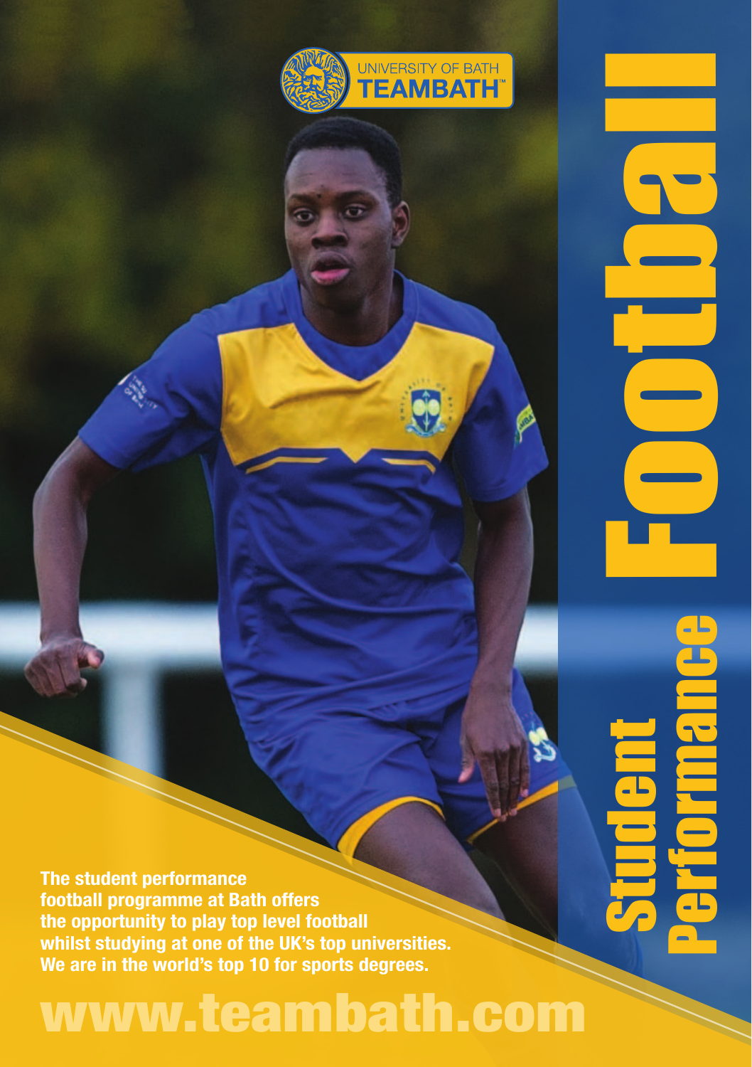UNIVERSITY OF BATH
**TEAMBATH™**

# Student Performance Football

**The student performance football programme at Bath offers the opportunity to play top level football whilst studying at one of the UK's top universities. We are in the world's top 10 for sports degrees.**

## www.teambath.com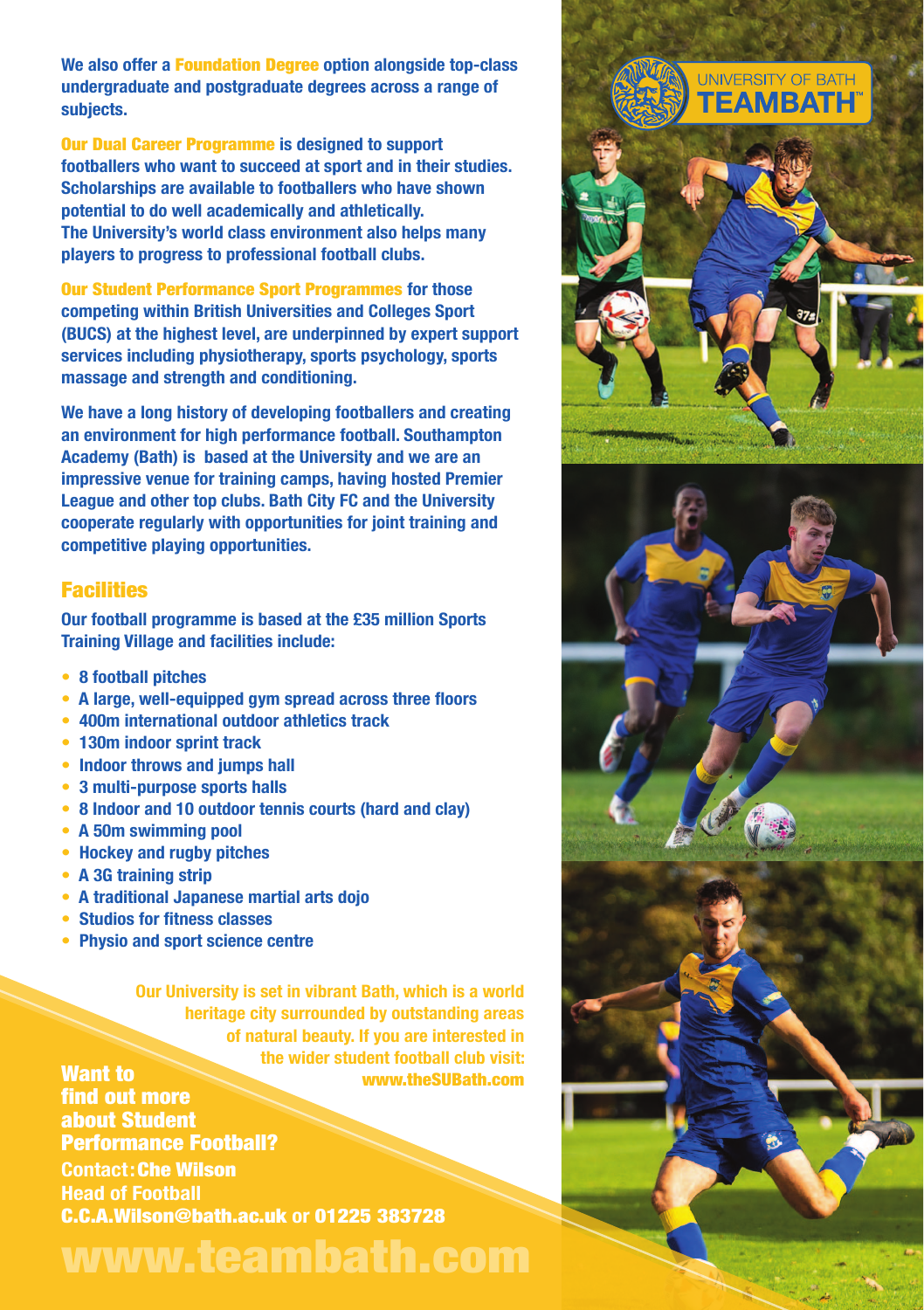We also offer a **Foundation Degree** option alongside top-class undergraduate and postgraduate degrees across a range of subjects.

**Our Dual Career Programme** is designed to support footballers who want to succeed at sport and in their studies. Scholarships are available to footballers who have shown potential to do well academically and athletically. The University's world class environment also helps many players to progress to professional football clubs.

**Our Student Performance Sport Programmes** for those competing within British Universities and Colleges Sport (BUCS) at the highest level, are underpinned by expert support services including physiotherapy, sports psychology, sports massage and strength and conditioning.

We have a long history of developing footballers and creating an environment for high performance football. Southampton Academy (Bath) is based at the University and we are an impressive venue for training camps, having hosted Premier League and other top clubs. Bath City FC and the University cooperate regularly with opportunities for joint training and competitive playing opportunities.

## Facilities

Our football programme is based at the £35 million Sports Training Village and facilities include:

- 8 football pitches
- A large, well-equipped gym spread across three floors
- 400m international outdoor athletics track
- 130m indoor sprint track
- Indoor throws and jumps hall
- 3 multi-purpose sports halls
- 8 Indoor and 10 outdoor tennis courts (hard and clay)
- A 50m swimming pool
- Hockey and rugby pitches
- A 3G training strip
- A traditional Japanese martial arts dojo
- Studios for fitness classes
- Physio and sport science centre

Our University is set in vibrant Bath, which is a world heritage city surrounded by outstanding areas of natural beauty. If you are interested in the wider student football club visit: www.theSUBath.com

**Want to find out more about Student Performance Football?**

Contact: **Che Wilson**
Head of Football
C.C.A.Wilson@bath.ac.uk or 01225 383728

**www.teambath.com**

UNIVERSITY OF BATH TEAMBATH™